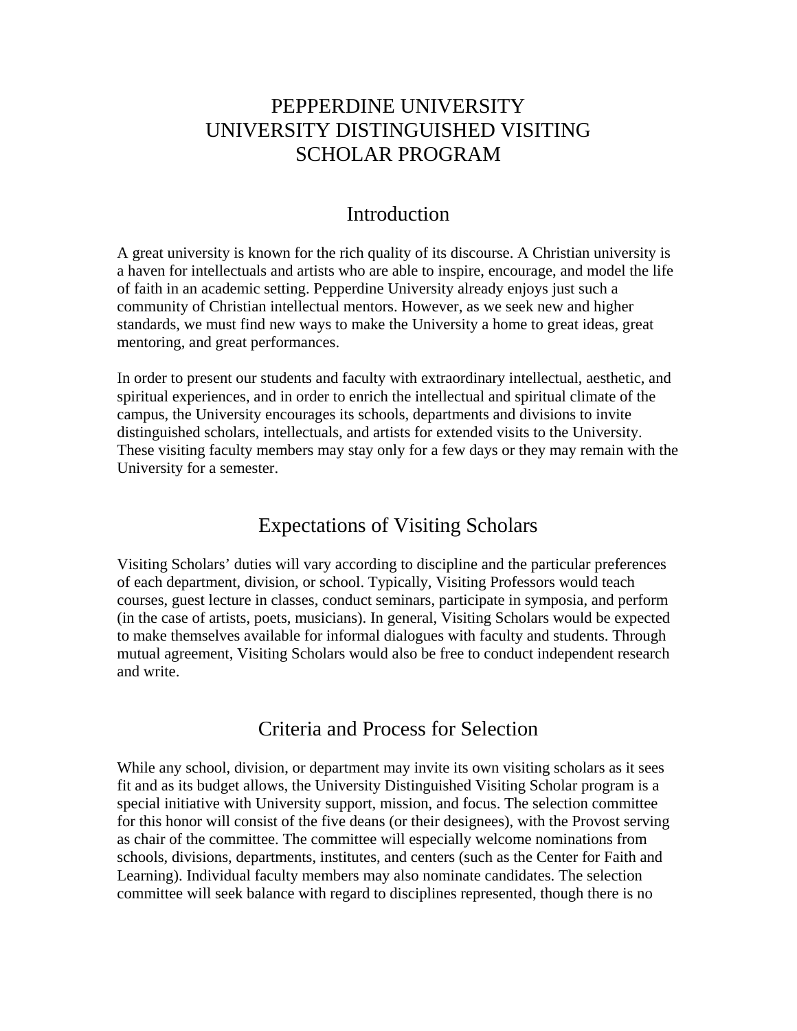# PEPPERDINE UNIVERSITY
# UNIVERSITY DISTINGUISHED VISITING SCHOLAR PROGRAM

## Introduction

A great university is known for the rich quality of its discourse. A Christian university is a haven for intellectuals and artists who are able to inspire, encourage, and model the life of faith in an academic setting. Pepperdine University already enjoys just such a community of Christian intellectual mentors. However, as we seek new and higher standards, we must find new ways to make the University a home to great ideas, great mentoring, and great performances.

In order to present our students and faculty with extraordinary intellectual, aesthetic, and spiritual experiences, and in order to enrich the intellectual and spiritual climate of the campus, the University encourages its schools, departments and divisions to invite distinguished scholars, intellectuals, and artists for extended visits to the University. These visiting faculty members may stay only for a few days or they may remain with the University for a semester.

## Expectations of Visiting Scholars

Visiting Scholars' duties will vary according to discipline and the particular preferences of each department, division, or school. Typically, Visiting Professors would teach courses, guest lecture in classes, conduct seminars, participate in symposia, and perform (in the case of artists, poets, musicians). In general, Visiting Scholars would be expected to make themselves available for informal dialogues with faculty and students. Through mutual agreement, Visiting Scholars would also be free to conduct independent research and write.

## Criteria and Process for Selection

While any school, division, or department may invite its own visiting scholars as it sees fit and as its budget allows, the University Distinguished Visiting Scholar program is a special initiative with University support, mission, and focus. The selection committee for this honor will consist of the five deans (or their designees), with the Provost serving as chair of the committee. The committee will especially welcome nominations from schools, divisions, departments, institutes, and centers (such as the Center for Faith and Learning). Individual faculty members may also nominate candidates. The selection committee will seek balance with regard to disciplines represented, though there is no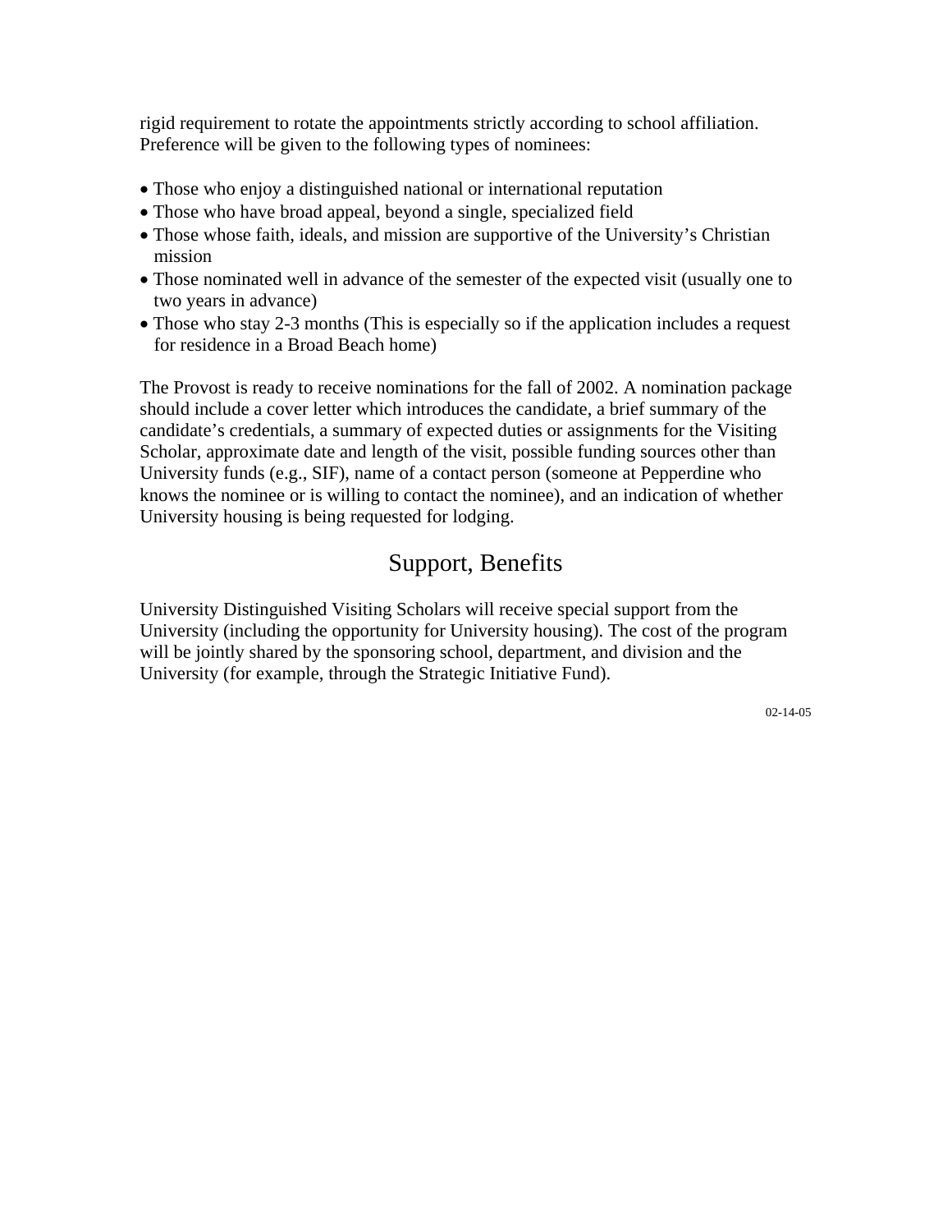rigid requirement to rotate the appointments strictly according to school affiliation. Preference will be given to the following types of nominees:

- Those who enjoy a distinguished national or international reputation
- Those who have broad appeal, beyond a single, specialized field
- Those whose faith, ideals, and mission are supportive of the University's Christian mission
- Those nominated well in advance of the semester of the expected visit (usually one to two years in advance)
- Those who stay 2-3 months (This is especially so if the application includes a request for residence in a Broad Beach home)

The Provost is ready to receive nominations for the fall of 2002. A nomination package should include a cover letter which introduces the candidate, a brief summary of the candidate's credentials, a summary of expected duties or assignments for the Visiting Scholar, approximate date and length of the visit, possible funding sources other than University funds (e.g., SIF), name of a contact person (someone at Pepperdine who knows the nominee or is willing to contact the nominee), and an indication of whether University housing is being requested for lodging.

## Support, Benefits

University Distinguished Visiting Scholars will receive special support from the University (including the opportunity for University housing). The cost of the program will be jointly shared by the sponsoring school, department, and division and the University (for example, through the Strategic Initiative Fund).

02-14-05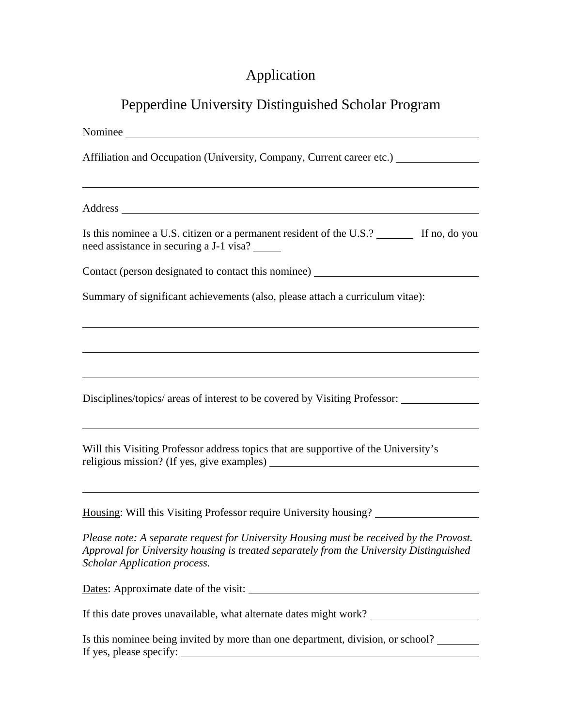# Application

## Pepperdine University Distinguished Scholar Program

Nominee ______________________________________________________________

Affiliation and Occupation (University, Company, Current career etc.) ______________

______________________________________________________________

Address ______________________________________________________________

Is this nominee a U.S. citizen or a permanent resident of the U.S.? ______ If no, do you need assistance in securing a J-1 visa? _____

Contact (person designated to contact this nominee) ____________________________

Summary of significant achievements (also, please attach a curriculum vitae):

______________________________________________________________

______________________________________________________________

______________________________________________________________

Disciplines/topics/ areas of interest to be covered by Visiting Professor: _____________

______________________________________________________________

Will this Visiting Professor address topics that are supportive of the University's religious mission? (If yes, give examples) ______________________________________

______________________________________________________________

<u>Housing</u>: Will this Visiting Professor require University housing? __________________

*Please note: A separate request for University Housing must be received by the Provost. Approval for University housing is treated separately from the University Distinguished Scholar Application process.*

<u>Dates</u>: Approximate date of the visit: ____________________________________________

If this date proves unavailable, what alternate dates might work? __________________

Is this nominee being invited by more than one department, division, or school? _______
If yes, please specify: ____________________________________________________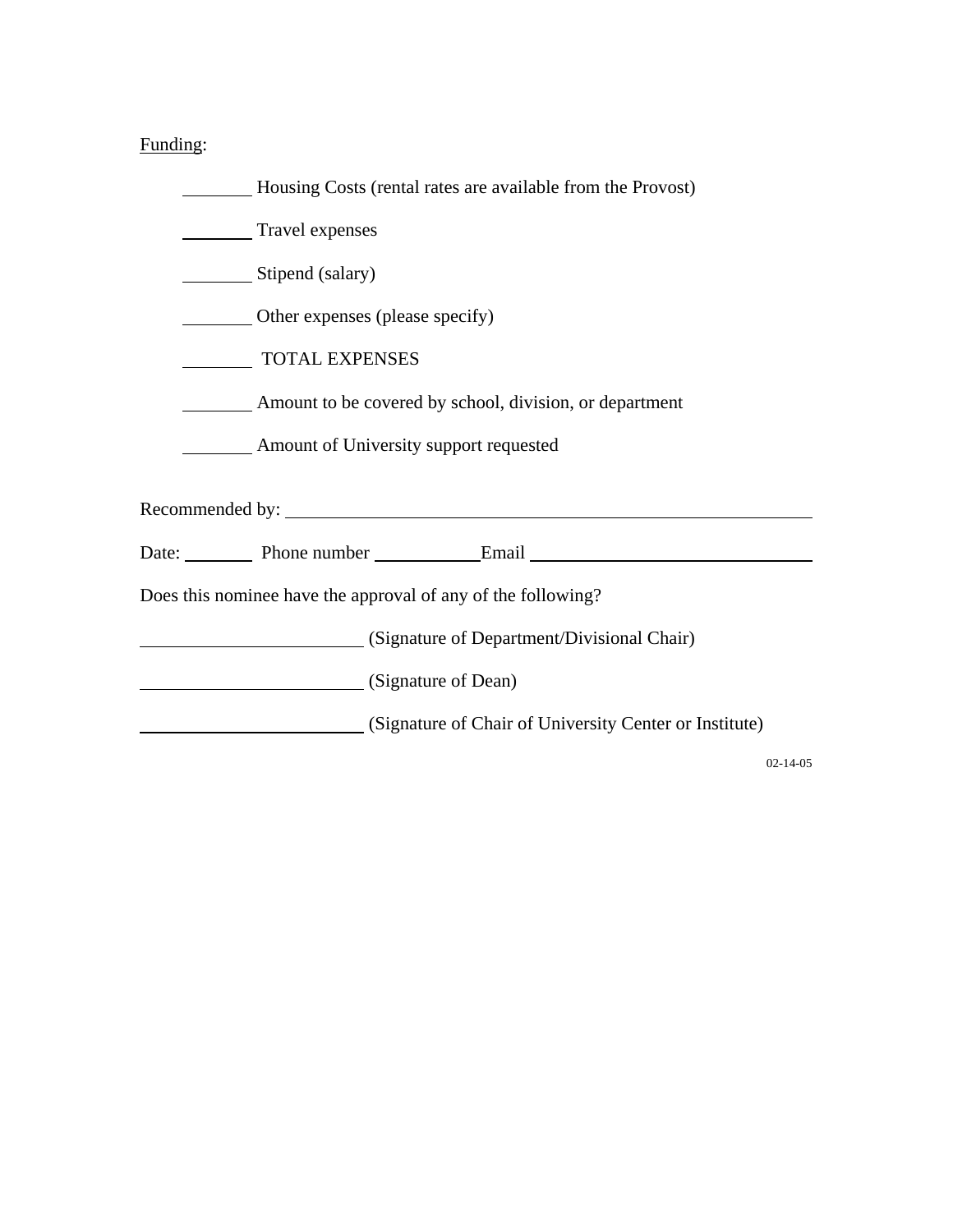Funding:

\_\_\_\_\_\_\_\_ Housing Costs (rental rates are available from the Provost)

\_\_\_\_\_\_\_\_ Travel expenses

\_\_\_\_\_\_\_\_ Stipend (salary)

\_\_\_\_\_\_\_\_ Other expenses (please specify)

\_\_\_\_\_\_\_\_ TOTAL EXPENSES

\_\_\_\_\_\_\_\_ Amount to be covered by school, division, or department

\_\_\_\_\_\_\_\_ Amount of University support requested

Recommended by: \_\_\_\_\_\_\_\_\_\_\_\_\_\_\_\_\_\_\_\_\_\_\_\_\_\_\_\_\_\_\_\_\_\_\_\_\_\_\_\_\_\_\_\_\_\_\_\_

Date: \_\_\_\_\_\_\_\_ Phone number \_\_\_\_\_\_\_\_\_\_\_\_ Email \_\_\_\_\_\_\_\_\_\_\_\_\_\_\_\_\_\_\_\_\_\_\_\_\_\_\_\_\_\_

Does this nominee have the approval of any of the following?

\_\_\_\_\_\_\_\_\_\_\_\_\_\_\_\_\_\_\_\_\_\_\_\_\_ (Signature of Department/Divisional Chair)

\_\_\_\_\_\_\_\_\_\_\_\_\_\_\_\_\_\_\_\_\_\_\_\_\_ (Signature of Dean)

\_\_\_\_\_\_\_\_\_\_\_\_\_\_\_\_\_\_\_\_\_\_\_\_\_ (Signature of Chair of University Center or Institute)

02-14-05